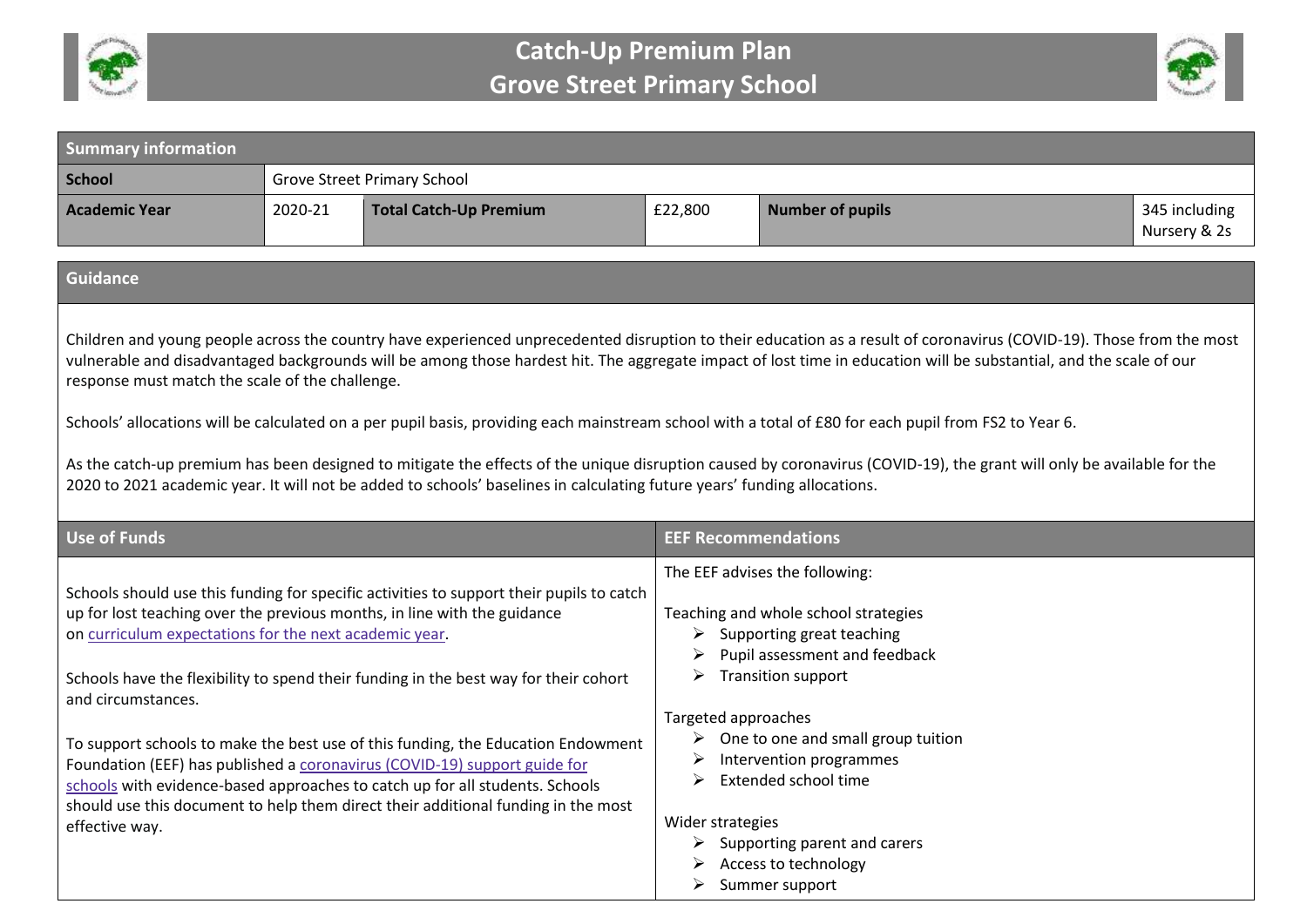# Catch-Up Premium Plan
# Grove Street Primary School

| Summary information | | | | | |
|---|---|---|---|---|---|
| **School** | Grove Street Primary School | | | | |
| **Academic Year** | 2020-21 | **Total Catch-Up Premium** | £22,800 | **Number of pupils** | 345 including Nursery & 2s |

## Guidance

Children and young people across the country have experienced unprecedented disruption to their education as a result of coronavirus (COVID-19). Those from the most vulnerable and disadvantaged backgrounds will be among those hardest hit. The aggregate impact of lost time in education will be substantial, and the scale of our response must match the scale of the challenge.

Schools' allocations will be calculated on a per pupil basis, providing each mainstream school with a total of £80 for each pupil from FS2 to Year 6.

As the catch-up premium has been designed to mitigate the effects of the unique disruption caused by coronavirus (COVID-19), the grant will only be available for the 2020 to 2021 academic year. It will not be added to schools' baselines in calculating future years' funding allocations.

## Use of Funds

Schools should use this funding for specific activities to support their pupils to catch up for lost teaching over the previous months, in line with the guidance on curriculum expectations for the next academic year.

Schools have the flexibility to spend their funding in the best way for their cohort and circumstances.

To support schools to make the best use of this funding, the Education Endowment Foundation (EEF) has published a coronavirus (COVID-19) support guide for schools with evidence-based approaches to catch up for all students. Schools should use this document to help them direct their additional funding in the most effective way.

## EEF Recommendations

The EEF advises the following:

Teaching and whole school strategies
- Supporting great teaching
- Pupil assessment and feedback
- Transition support

Targeted approaches
- One to one and small group tuition
- Intervention programmes
- Extended school time

Wider strategies
- Supporting parent and carers
- Access to technology
- Summer support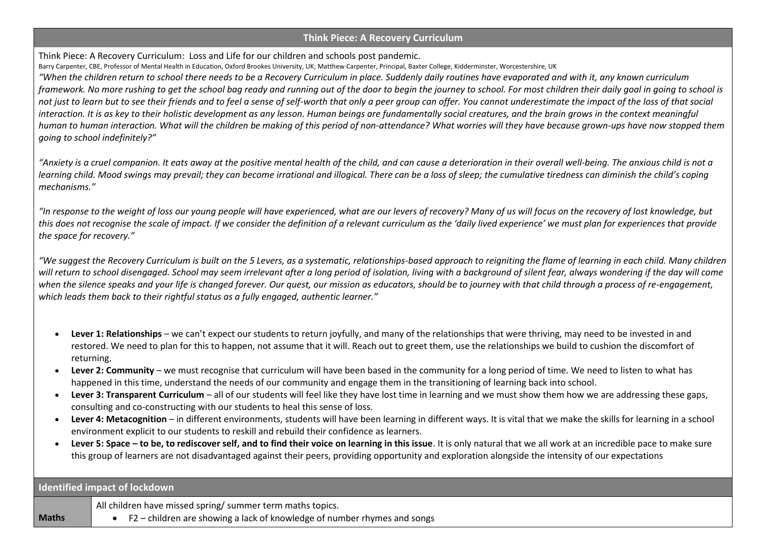## Think Piece: A Recovery Curriculum

Think Piece: A Recovery Curriculum: Loss and Life for our children and schools post pandemic.

Barry Carpenter, CBE, Professor of Mental Health in Education, Oxford Brookes University, UK; Matthew Carpenter, Principal, Baxter College, Kidderminster, Worcestershire, UK

*"When the children return to school there needs to be a Recovery Curriculum in place. Suddenly daily routines have evaporated and with it, any known curriculum framework. No more rushing to get the school bag ready and running out of the door to begin the journey to school. For most children their daily goal in going to school is not just to learn but to see their friends and to feel a sense of self-worth that only a peer group can offer. You cannot underestimate the impact of the loss of that social interaction. It is as key to their holistic development as any lesson. Human beings are fundamentally social creatures, and the brain grows in the context meaningful human to human interaction. What will the children be making of this period of non-attendance? What worries will they have because grown-ups have now stopped them going to school indefinitely?"*

*"Anxiety is a cruel companion. It eats away at the positive mental health of the child, and can cause a deterioration in their overall well-being. The anxious child is not a learning child. Mood swings may prevail; they can become irrational and illogical. There can be a loss of sleep; the cumulative tiredness can diminish the child's coping mechanisms."*

*"In response to the weight of loss our young people will have experienced, what are our levers of recovery? Many of us will focus on the recovery of lost knowledge, but this does not recognise the scale of impact. If we consider the definition of a relevant curriculum as the 'daily lived experience' we must plan for experiences that provide the space for recovery."*

*"We suggest the Recovery Curriculum is built on the 5 Levers, as a systematic, relationships-based approach to reigniting the flame of learning in each child. Many children will return to school disengaged. School may seem irrelevant after a long period of isolation, living with a background of silent fear, always wondering if the day will come when the silence speaks and your life is changed forever. Our quest, our mission as educators, should be to journey with that child through a process of re-engagement, which leads them back to their rightful status as a fully engaged, authentic learner."*

- **Lever 1: Relationships** – we can't expect our students to return joyfully, and many of the relationships that were thriving, may need to be invested in and restored. We need to plan for this to happen, not assume that it will. Reach out to greet them, use the relationships we build to cushion the discomfort of returning.
- **Lever 2: Community** – we must recognise that curriculum will have been based in the community for a long period of time. We need to listen to what has happened in this time, understand the needs of our community and engage them in the transitioning of learning back into school.
- **Lever 3: Transparent Curriculum** – all of our students will feel like they have lost time in learning and we must show them how we are addressing these gaps, consulting and co-constructing with our students to heal this sense of loss.
- **Lever 4: Metacognition** – in different environments, students will have been learning in different ways. It is vital that we make the skills for learning in a school environment explicit to our students to reskill and rebuild their confidence as learners.
- **Lever 5: Space – to be, to rediscover self, and to find their voice on learning in this issue**. It is only natural that we all work at an incredible pace to make sure this group of learners are not disadvantaged against their peers, providing opportunity and exploration alongside the intensity of our expectations

| Identified impact of lockdown | |
|---|---|
| **Maths** | All children have missed spring/ summer term maths topics.<br>• F2 – children are showing a lack of knowledge of number rhymes and songs |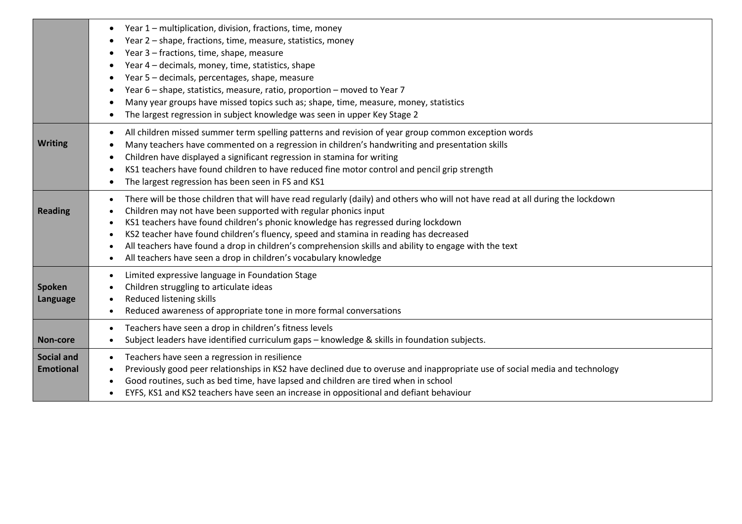| | |
|---|---|
| | • Year 1 – multiplication, division, fractions, time, money<br>• Year 2 – shape, fractions, time, measure, statistics, money<br>• Year 3 – fractions, time, shape, measure<br>• Year 4 – decimals, money, time, statistics, shape<br>• Year 5 – decimals, percentages, shape, measure<br>• Year 6 – shape, statistics, measure, ratio, proportion – moved to Year 7<br>• Many year groups have missed topics such as; shape, time, measure, money, statistics<br>• The largest regression in subject knowledge was seen in upper Key Stage 2 |
| **Writing** | • All children missed summer term spelling patterns and revision of year group common exception words<br>• Many teachers have commented on a regression in children's handwriting and presentation skills<br>• Children have displayed a significant regression in stamina for writing<br>• KS1 teachers have found children to have reduced fine motor control and pencil grip strength<br>• The largest regression has been seen in FS and KS1 |
| **Reading** | • There will be those children that will have read regularly (daily) and others who will not have read at all during the lockdown<br>• Children may not have been supported with regular phonics input<br>• KS1 teachers have found children's phonic knowledge has regressed during lockdown<br>• KS2 teacher have found children's fluency, speed and stamina in reading has decreased<br>• All teachers have found a drop in children's comprehension skills and ability to engage with the text<br>• All teachers have seen a drop in children's vocabulary knowledge |
| **Spoken Language** | • Limited expressive language in Foundation Stage<br>• Children struggling to articulate ideas<br>• Reduced listening skills<br>• Reduced awareness of appropriate tone in more formal conversations |
| **Non-core** | • Teachers have seen a drop in children's fitness levels<br>• Subject leaders have identified curriculum gaps – knowledge & skills in foundation subjects. |
| **Social and Emotional** | • Teachers have seen a regression in resilience<br>• Previously good peer relationships in KS2 have declined due to overuse and inappropriate use of social media and technology<br>• Good routines, such as bed time, have lapsed and children are tired when in school<br>• EYFS, KS1 and KS2 teachers have seen an increase in oppositional and defiant behaviour |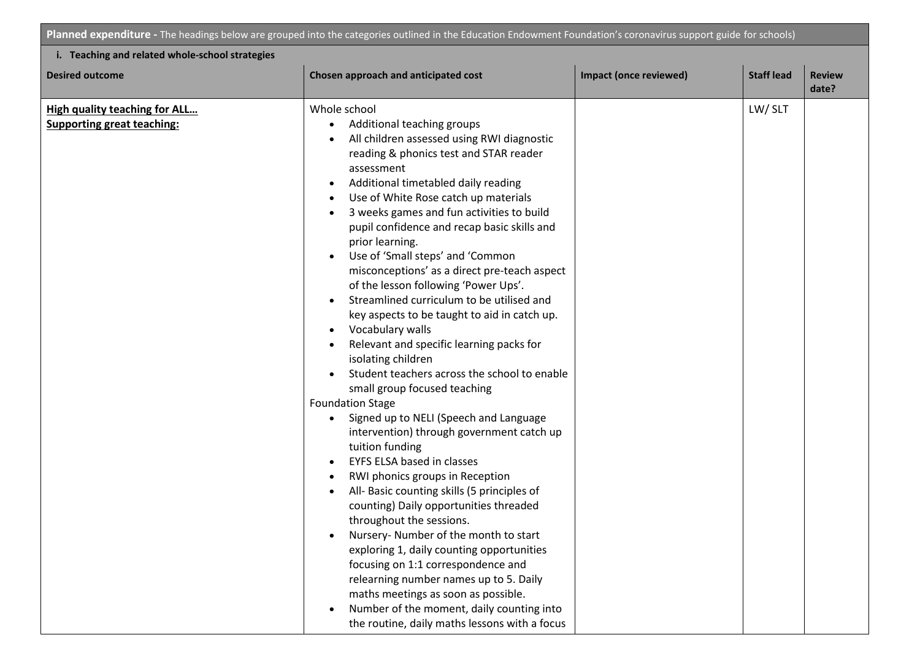**Planned expenditure -** The headings below are grouped into the categories outlined in the Education Endowment Foundation's coronavirus support guide for schools)

**i. Teaching and related whole-school strategies**

| Desired outcome | Chosen approach and anticipated cost | Impact (once reviewed) | Staff lead | Review date? |
|---|---|---|---|---|
| **High quality teaching for ALL…**<br>**Supporting great teaching:** | Whole school<br>• Additional teaching groups<br>• All children assessed using RWI diagnostic reading & phonics test and STAR reader assessment<br>• Additional timetabled daily reading<br>• Use of White Rose catch up materials<br>• 3 weeks games and fun activities to build pupil confidence and recap basic skills and prior learning.<br>• Use of 'Small steps' and 'Common misconceptions' as a direct pre-teach aspect of the lesson following 'Power Ups'.<br>• Streamlined curriculum to be utilised and key aspects to be taught to aid in catch up.<br>• Vocabulary walls<br>• Relevant and specific learning packs for isolating children<br>• Student teachers across the school to enable small group focused teaching<br>Foundation Stage<br>• Signed up to NELI (Speech and Language intervention) through government catch up tuition funding<br>• EYFS ELSA based in classes<br>• RWI phonics groups in Reception<br>• All- Basic counting skills (5 principles of counting) Daily opportunities threaded throughout the sessions.<br>• Nursery- Number of the month to start exploring 1, daily counting opportunities focusing on 1:1 correspondence and relearning number names up to 5. Daily maths meetings as soon as possible.<br>• Number of the moment, daily counting into the routine, daily maths lessons with a focus | | LW/ SLT | |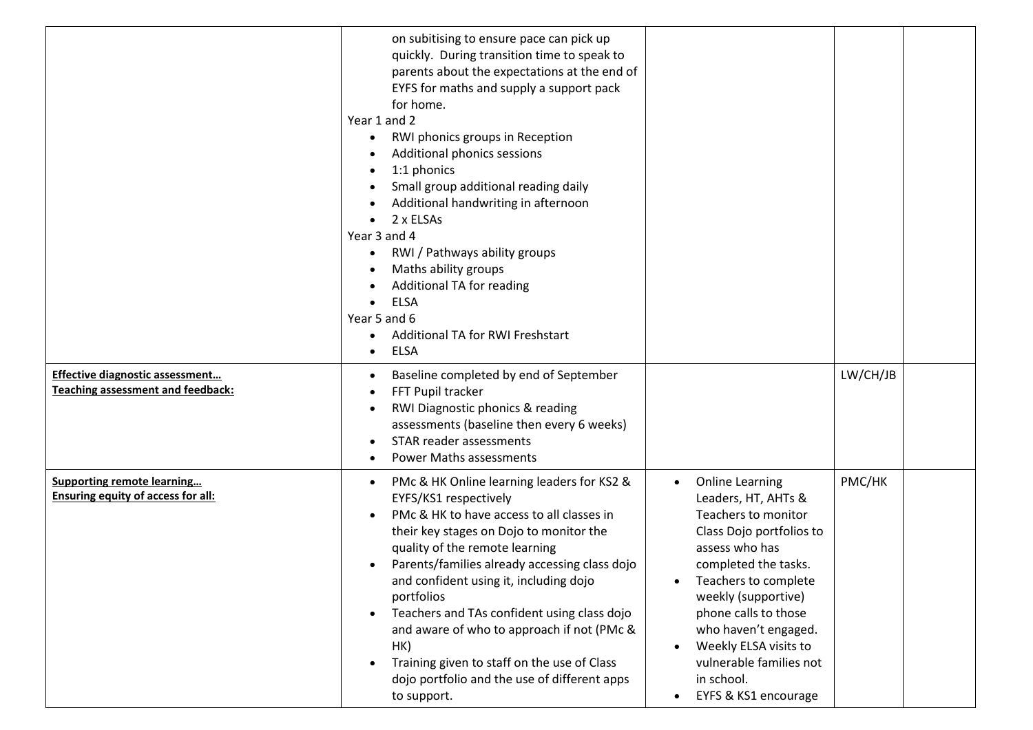| | | | | |
|---|---|---|---|---|
| | on subitising to ensure pace can pick up quickly. During transition time to speak to parents about the expectations at the end of EYFS for maths and supply a support pack for home.<br>Year 1 and 2<br>• RWI phonics groups in Reception<br>• Additional phonics sessions<br>• 1:1 phonics<br>• Small group additional reading daily<br>• Additional handwriting in afternoon<br>• 2 x ELSAs<br>Year 3 and 4<br>• RWI / Pathways ability groups<br>• Maths ability groups<br>• Additional TA for reading<br>• ELSA<br>Year 5 and 6<br>• Additional TA for RWI Freshstart<br>• ELSA | | | |
| **Effective diagnostic assessment…**<br>**Teaching assessment and feedback:** | • Baseline completed by end of September<br>• FFT Pupil tracker<br>• RWI Diagnostic phonics & reading assessments (baseline then every 6 weeks)<br>• STAR reader assessments<br>• Power Maths assessments | | LW/CH/JB | |
| **Supporting remote learning…**<br>**Ensuring equity of access for all:** | • PMc & HK Online learning leaders for KS2 & EYFS/KS1 respectively<br>• PMc & HK to have access to all classes in their key stages on Dojo to monitor the quality of the remote learning<br>• Parents/families already accessing class dojo and confident using it, including dojo portfolios<br>• Teachers and TAs confident using class dojo and aware of who to approach if not (PMc & HK)<br>• Training given to staff on the use of Class dojo portfolio and the use of different apps to support. | • Online Learning Leaders, HT, AHTs & Teachers to monitor Class Dojo portfolios to assess who has completed the tasks.<br>• Teachers to complete weekly (supportive) phone calls to those who haven't engaged.<br>• Weekly ELSA visits to vulnerable families not in school.<br>• EYFS & KS1 encourage | PMC/HK | |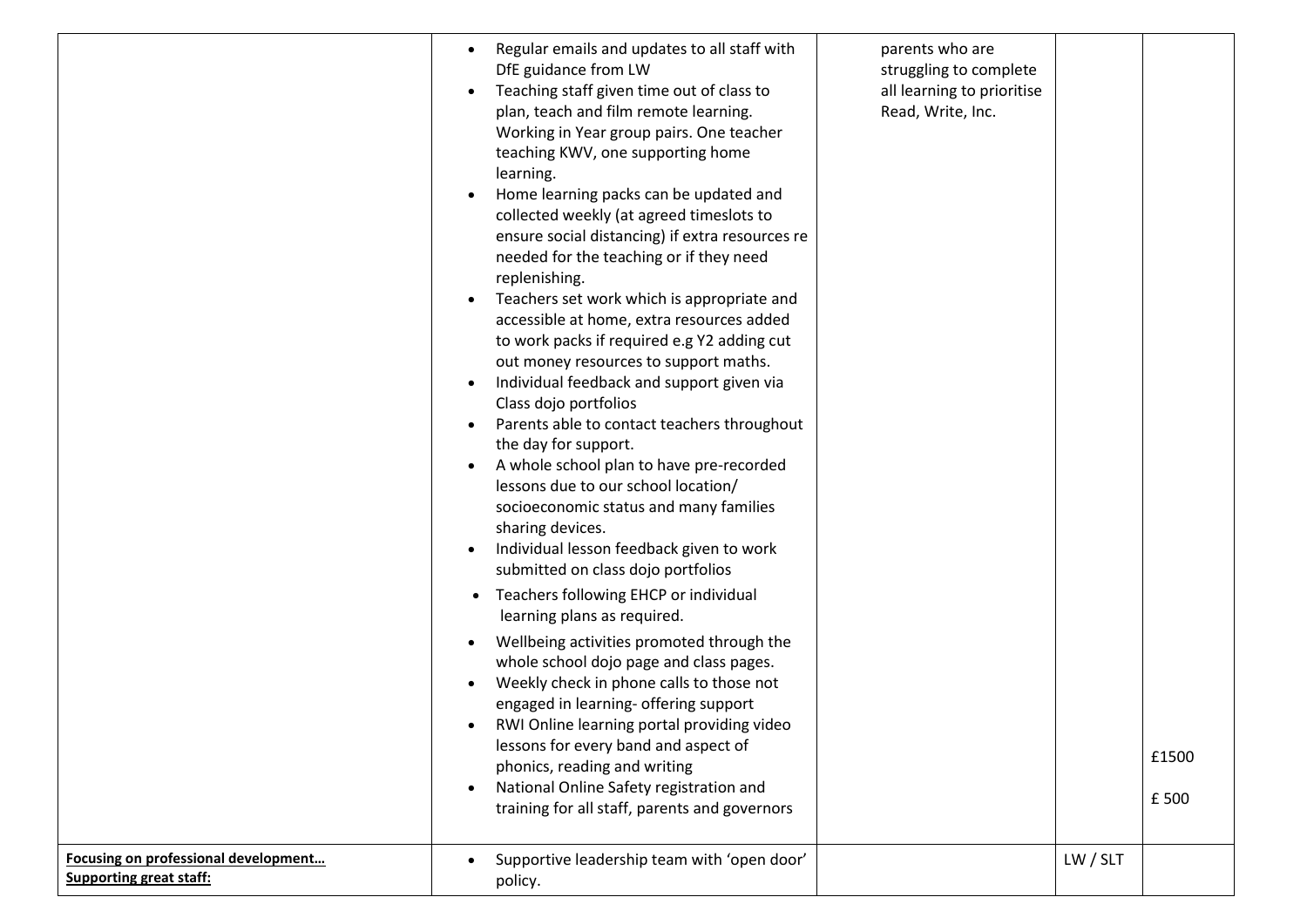| | | | | |
|---|---|---|---|---|
| | • Regular emails and updates to all staff with DfE guidance from LW<br>• Teaching staff given time out of class to plan, teach and film remote learning. Working in Year group pairs. One teacher teaching KWV, one supporting home learning.<br>• Home learning packs can be updated and collected weekly (at agreed timeslots to ensure social distancing) if extra resources re needed for the teaching or if they need replenishing.<br>• Teachers set work which is appropriate and accessible at home, extra resources added to work packs if required e.g Y2 adding cut out money resources to support maths.<br>• Individual feedback and support given via Class dojo portfolios<br>• Parents able to contact teachers throughout the day for support.<br>• A whole school plan to have pre-recorded lessons due to our school location/ socioeconomic status and many families sharing devices.<br>• Individual lesson feedback given to work submitted on class dojo portfolios<br>• Teachers following EHCP or individual learning plans as required.<br>• Wellbeing activities promoted through the whole school dojo page and class pages.<br>• Weekly check in phone calls to those not engaged in learning- offering support<br>• RWI Online learning portal providing video lessons for every band and aspect of phonics, reading and writing<br>• National Online Safety registration and training for all staff, parents and governors | parents who are struggling to complete all learning to prioritise Read, Write, Inc. | | £1500<br>£ 500 |
| **<u>Focusing on professional development…</u>**<br>**<u>Supporting great staff:</u>** | • Supportive leadership team with 'open door' policy. | | LW / SLT | |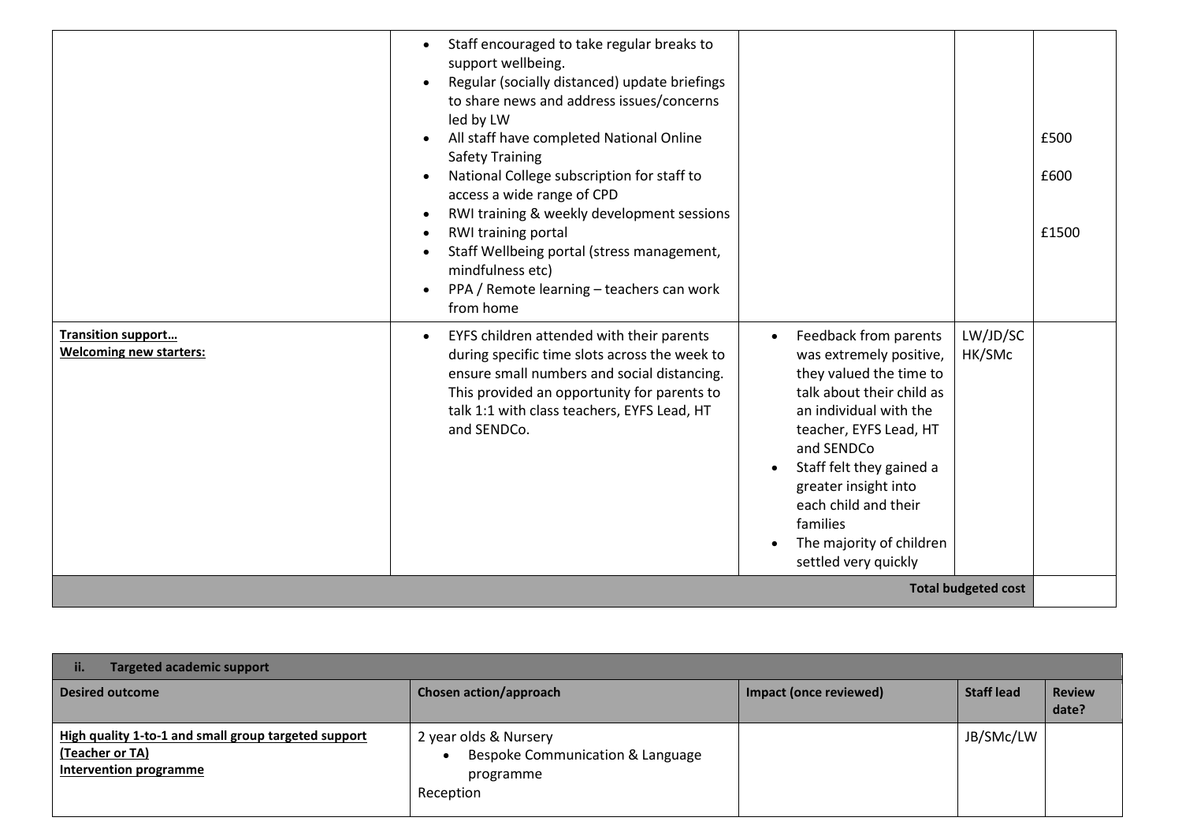| | | | | |
|---|---|---|---|---|
| | • Staff encouraged to take regular breaks to support wellbeing.<br>• Regular (socially distanced) update briefings to share news and address issues/concerns led by LW<br>• All staff have completed National Online Safety Training<br>• National College subscription for staff to access a wide range of CPD<br>• RWI training & weekly development sessions<br>• RWI training portal<br>• Staff Wellbeing portal (stress management, mindfulness etc)<br>• PPA / Remote learning – teachers can work from home | | | £500<br><br>£600<br><br>£1500 |
| **Transition support…**<br>**Welcoming new starters:** | • EYFS children attended with their parents during specific time slots across the week to ensure small numbers and social distancing. This provided an opportunity for parents to talk 1:1 with class teachers, EYFS Lead, HT and SENDCo. | • Feedback from parents was extremely positive, they valued the time to talk about their child as an individual with the teacher, EYFS Lead, HT and SENDCo<br>• Staff felt they gained a greater insight into each child and their families<br>• The majority of children settled very quickly | LW/JD/SC HK/SMc | |
| | | | **Total budgeted cost** | |

| **ii. Targeted academic support** | | | | |
|---|---|---|---|---|
| **Desired outcome** | **Chosen action/approach** | **Impact (once reviewed)** | **Staff lead** | **Review date?** |
| **High quality 1-to-1 and small group targeted support (Teacher or TA)**<br>**Intervention programme** | 2 year olds & Nursery<br>• Bespoke Communication & Language programme<br>Reception | | JB/SMc/LW | |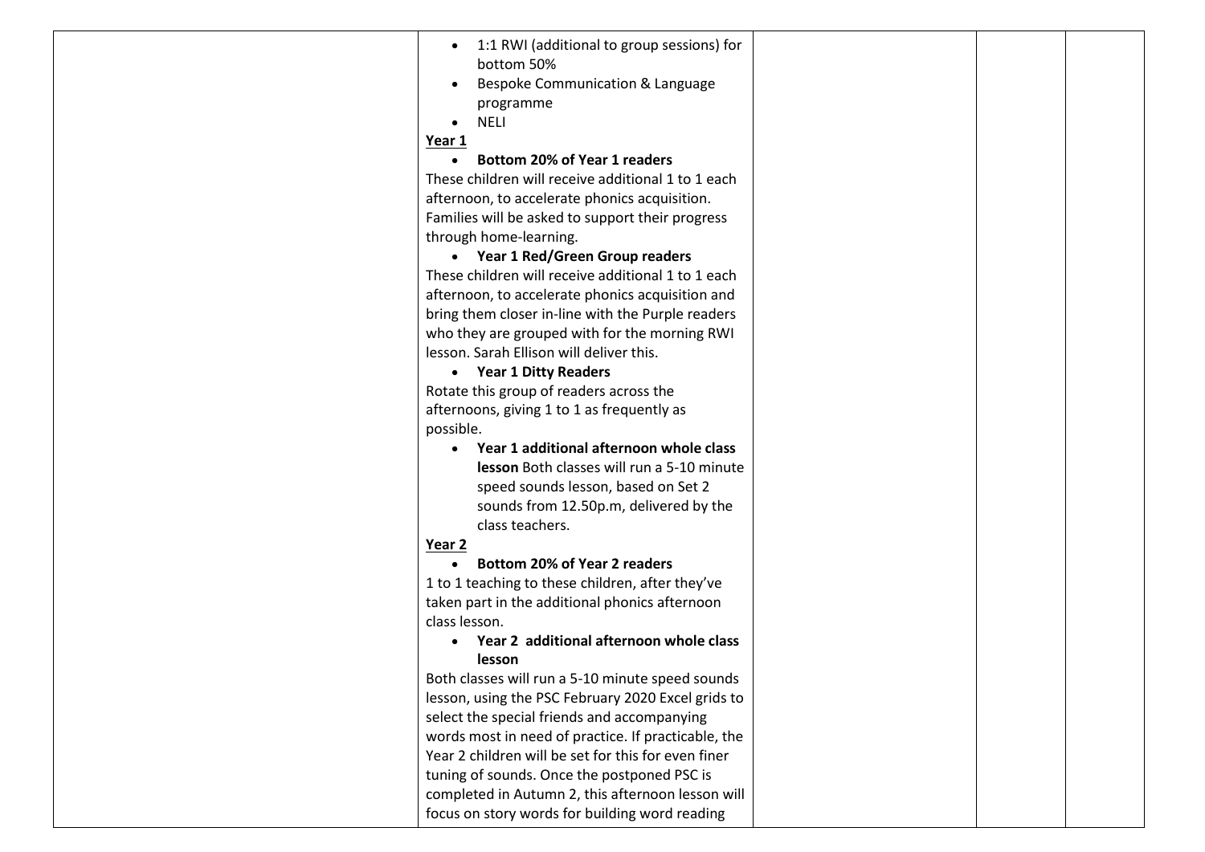| | | | | |
|---|---|---|---|---|
| | <ul><li>1:1 RWI (additional to group sessions) for bottom 50%</li><li>Bespoke Communication & Language programme</li><li>NELI</li></ul>**<u>Year 1</u>**<ul><li>**Bottom 20% of Year 1 readers**</li></ul>These children will receive additional 1 to 1 each afternoon, to accelerate phonics acquisition. Families will be asked to support their progress through home-learning.<ul><li>**Year 1 Red/Green Group readers**</li></ul>These children will receive additional 1 to 1 each afternoon, to accelerate phonics acquisition and bring them closer in-line with the Purple readers who they are grouped with for the morning RWI lesson. Sarah Ellison will deliver this.<ul><li>**Year 1 Ditty Readers**</li></ul>Rotate this group of readers across the afternoons, giving 1 to 1 as frequently as possible.<ul><li>**Year 1 additional afternoon whole class lesson** Both classes will run a 5-10 minute speed sounds lesson, based on Set 2 sounds from 12.50p.m, delivered by the class teachers.</li></ul>**<u>Year 2</u>**<ul><li>**Bottom 20% of Year 2 readers**</li></ul>1 to 1 teaching to these children, after they've taken part in the additional phonics afternoon class lesson.<ul><li>**Year 2 additional afternoon whole class lesson**</li></ul>Both classes will run a 5-10 minute speed sounds lesson, using the PSC February 2020 Excel grids to select the special friends and accompanying words most in need of practice. If practicable, the Year 2 children will be set for this for even finer tuning of sounds. Once the postponed PSC is completed in Autumn 2, this afternoon lesson will focus on story words for building word reading | | | |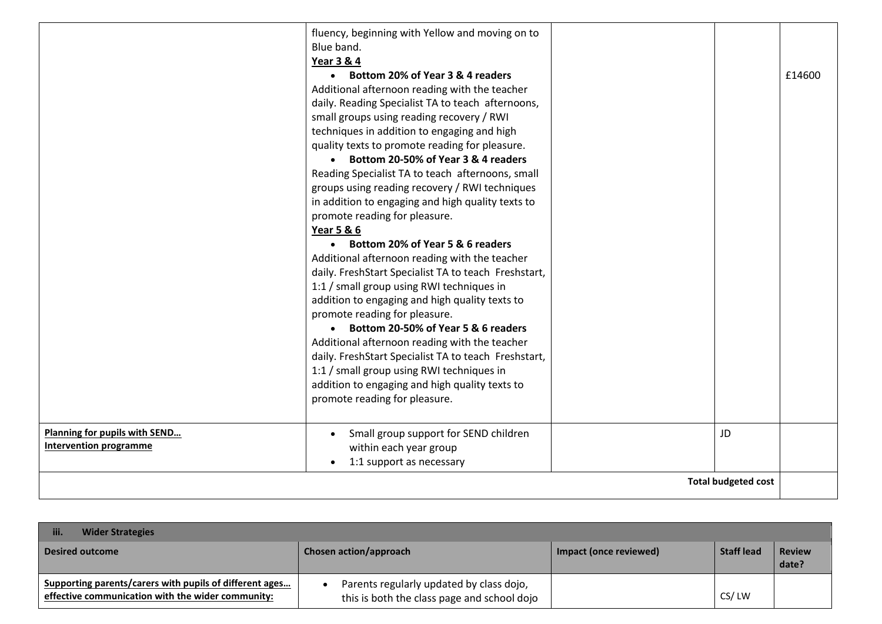| | | | | |
|---|---|---|---|---|
| | fluency, beginning with Yellow and moving on to Blue band.<br>**Year 3 & 4**<br>• **Bottom 20% of Year 3 & 4 readers**<br>Additional afternoon reading with the teacher daily. Reading Specialist TA to teach afternoons, small groups using reading recovery / RWI techniques in addition to engaging and high quality texts to promote reading for pleasure.<br>• **Bottom 20-50% of Year 3 & 4 readers**<br>Reading Specialist TA to teach afternoons, small groups using reading recovery / RWI techniques in addition to engaging and high quality texts to promote reading for pleasure.<br>**Year 5 & 6**<br>• **Bottom 20% of Year 5 & 6 readers**<br>Additional afternoon reading with the teacher daily. FreshStart Specialist TA to teach Freshstart, 1:1 / small group using RWI techniques in addition to engaging and high quality texts to promote reading for pleasure.<br>• **Bottom 20-50% of Year 5 & 6 readers**<br>Additional afternoon reading with the teacher daily. FreshStart Specialist TA to teach Freshstart, 1:1 / small group using RWI techniques in addition to engaging and high quality texts to promote reading for pleasure. | | | £14600 |
| **Planning for pupils with SEND…**<br>**Intervention programme** | • Small group support for SEND children within each year group<br>• 1:1 support as necessary | | JD | |
| | | | **Total budgeted cost** | |

| iii. Wider Strategies | | | | |
|---|---|---|---|---|
| **Desired outcome** | **Chosen action/approach** | **Impact (once reviewed)** | **Staff lead** | **Review date?** |
| **Supporting parents/carers with pupils of different ages… effective communication with the wider community:** | • Parents regularly updated by class dojo, this is both the class page and school dojo | | CS/ LW | |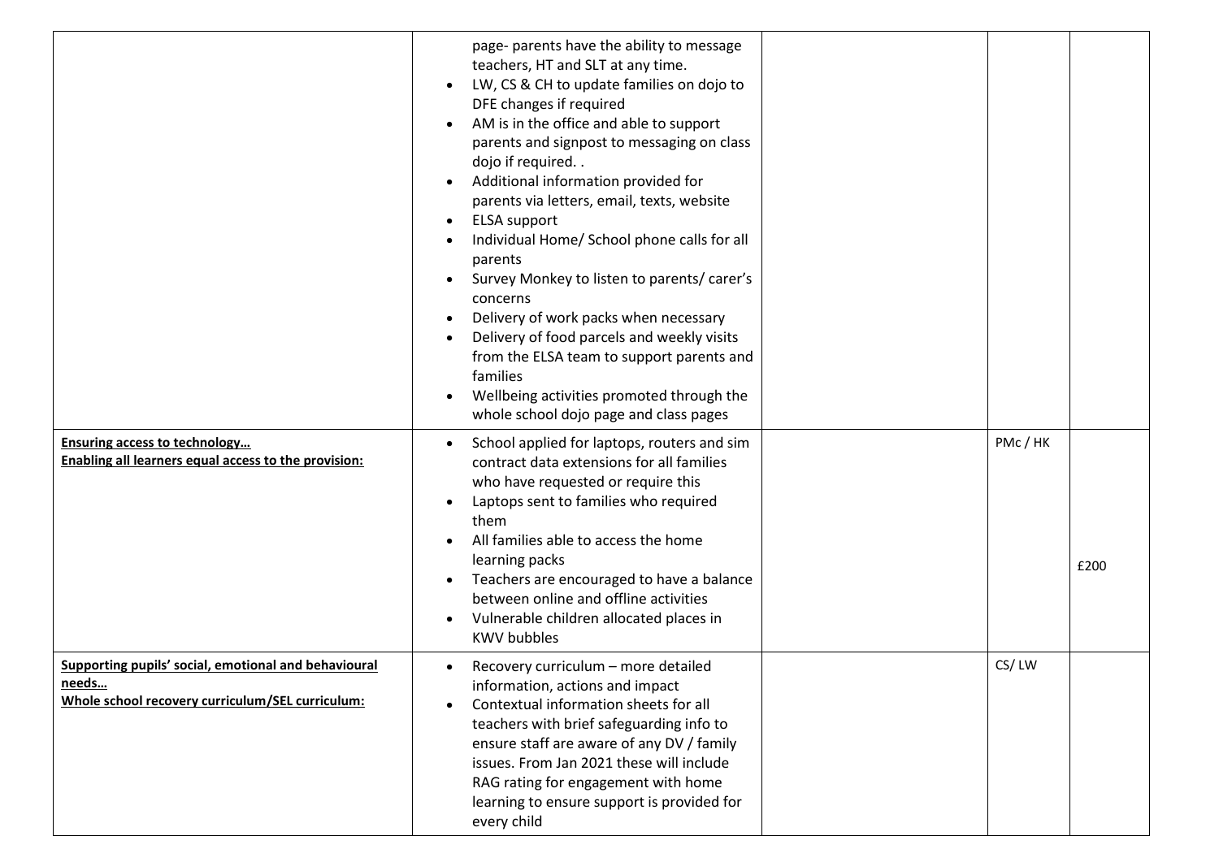| | | | | |
|---|---|---|---|---|
| | page- parents have the ability to message teachers, HT and SLT at any time.<br>• LW, CS & CH to update families on dojo to DFE changes if required<br>• AM is in the office and able to support parents and signpost to messaging on class dojo if required. .<br>• Additional information provided for parents via letters, email, texts, website<br>• ELSA support<br>• Individual Home/ School phone calls for all parents<br>• Survey Monkey to listen to parents/ carer's concerns<br>• Delivery of work packs when necessary<br>• Delivery of food parcels and weekly visits from the ELSA team to support parents and families<br>• Wellbeing activities promoted through the whole school dojo page and class pages | | | |
| **Ensuring access to technology…**<br>**Enabling all learners equal access to the provision:** | • School applied for laptops, routers and sim contract data extensions for all families who have requested or require this<br>• Laptops sent to families who required them<br>• All families able to access the home learning packs<br>• Teachers are encouraged to have a balance between online and offline activities<br>• Vulnerable children allocated places in KWV bubbles | | PMc / HK | £200 |
| **Supporting pupils' social, emotional and behavioural needs…**<br>**Whole school recovery curriculum/SEL curriculum:** | • Recovery curriculum – more detailed information, actions and impact<br>• Contextual information sheets for all teachers with brief safeguarding info to ensure staff are aware of any DV / family issues. From Jan 2021 these will include RAG rating for engagement with home learning to ensure support is provided for every child | | CS/ LW | |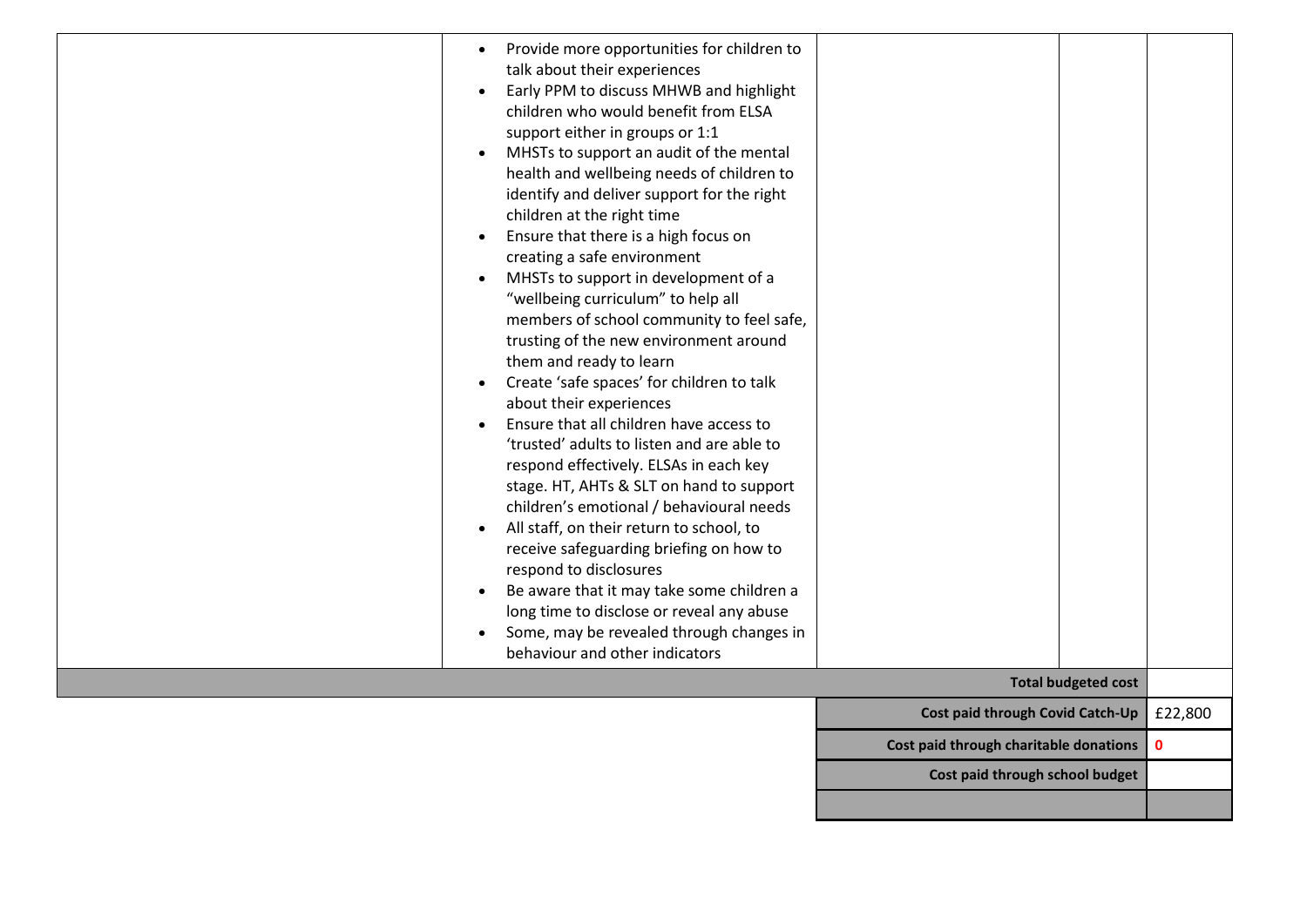| | | | | |
|---|---|---|---|---|
| | • Provide more opportunities for children to talk about their experiences<br>• Early PPM to discuss MHWB and highlight children who would benefit from ELSA support either in groups or 1:1<br>• MHSTs to support an audit of the mental health and wellbeing needs of children to identify and deliver support for the right children at the right time<br>• Ensure that there is a high focus on creating a safe environment<br>• MHSTs to support in development of a "wellbeing curriculum" to help all members of school community to feel safe, trusting of the new environment around them and ready to learn<br>• Create 'safe spaces' for children to talk about their experiences<br>• Ensure that all children have access to 'trusted' adults to listen and are able to respond effectively. ELSAs in each key stage. HT, AHTs & SLT on hand to support children's emotional / behavioural needs<br>• All staff, on their return to school, to receive safeguarding briefing on how to respond to disclosures<br>• Be aware that it may take some children a long time to disclose or reveal any abuse<br>• Some, may be revealed through changes in behaviour and other indicators | | | |
| | | | **Total budgeted cost** | |
| | | | **Cost paid through Covid Catch-Up** | £22,800 |
| | | | **Cost paid through charitable donations** | **0** |
| | | | **Cost paid through school budget** | |
| | | | | |